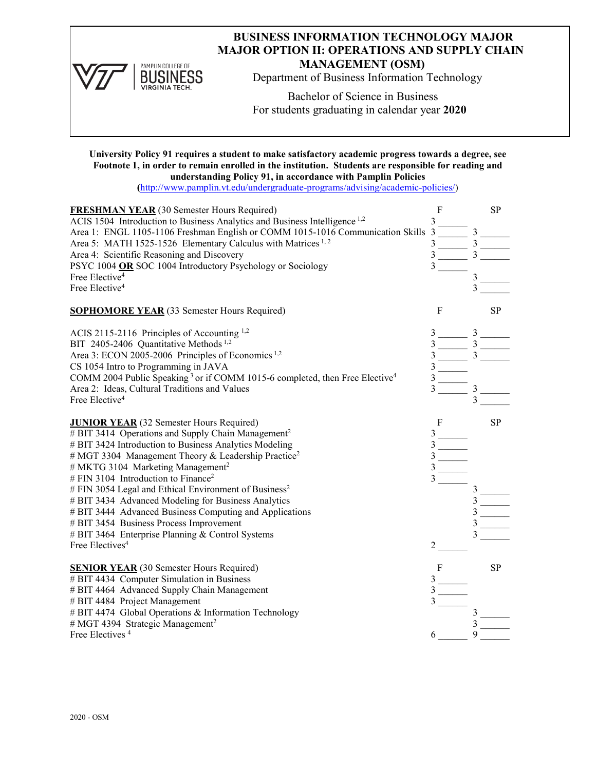# BUSINESS INFORMATION TECHNOLOGY MAJOR
## MAJOR OPTION II: OPERATIONS AND SUPPLY CHAIN MANAGEMENT (OSM)

Department of Business Information Technology

Bachelor of Science in Business
For students graduating in calendar year **2020**

**University Policy 91 requires a student to make satisfactory academic progress towards a degree, see Footnote 1, in order to remain enrolled in the institution. Students are responsible for reading and understanding Policy 91, in accordance with Pamplin Policies**
**(**http://www.pamplin.vt.edu/undergraduate-programs/advising/academic-policies/)

| **FRESHMAN YEAR** (30 Semester Hours Required) | F | SP |
|---|---|---|
| ACIS 1504 Introduction to Business Analytics and Business Intelligence [1,2] | 3 ______ | |
| Area 1: ENGL 1105-1106 Freshman English or COMM 1015-1016 Communication Skills | 3 ______ | 3 ______ |
| Area 5: MATH 1525-1526 Elementary Calculus with Matrices [1, 2] | 3 ______ | 3 ______ |
| Area 4: Scientific Reasoning and Discovery | 3 ______ | 3 ______ |
| PSYC 1004 **OR** SOC 1004 Introductory Psychology or Sociology | 3 ______ | |
| Free Elective[4] | | 3 ______ |
| Free Elective[4] | | 3 ______ |

| **SOPHOMORE YEAR** (33 Semester Hours Required) | F | SP |
|---|---|---|
| ACIS 2115-2116 Principles of Accounting [1,2] | 3 ______ | 3 ______ |
| BIT 2405-2406 Quantitative Methods [1,2] | 3 ______ | 3 ______ |
| Area 3: ECON 2005-2006 Principles of Economics [1,2] | 3 ______ | 3 ______ |
| CS 1054 Intro to Programming in JAVA | 3 ______ | |
| COMM 2004 Public Speaking [3] or if COMM 1015-6 completed, then Free Elective[4] | 3 ______ | |
| Area 2: Ideas, Cultural Traditions and Values | 3 ______ | 3 ______ |
| Free Elective[4] | | 3 ______ |

| **JUNIOR YEAR** (32 Semester Hours Required) | F | SP |
|---|---|---|
| # BIT 3414 Operations and Supply Chain Management[2] | 3 ______ | |
| # BIT 3424 Introduction to Business Analytics Modeling | 3 ______ | |
| # MGT 3304 Management Theory & Leadership Practice[2] | 3 ______ | |
| # MKTG 3104 Marketing Management[2] | 3 ______ | |
| # FIN 3104 Introduction to Finance[2] | 3 ______ | |
| # FIN 3054 Legal and Ethical Environment of Business[2] | | 3 ______ |
| # BIT 3434 Advanced Modeling for Business Analytics | | 3 ______ |
| # BIT 3444 Advanced Business Computing and Applications | | 3 ______ |
| # BIT 3454 Business Process Improvement | | 3 ______ |
| # BIT 3464 Enterprise Planning & Control Systems | | 3 ______ |
| Free Electives[4] | 2 ______ | |

| **SENIOR YEAR** (30 Semester Hours Required) | F | SP |
|---|---|---|
| # BIT 4434 Computer Simulation in Business | 3 ______ | |
| # BIT 4464 Advanced Supply Chain Management | 3 ______ | |
| # BIT 4484 Project Management | 3 ______ | |
| # BIT 4474 Global Operations & Information Technology | | 3 ______ |
| # MGT 4394 Strategic Management[2] | | 3 ______ |
| Free Electives [4] | 6 ______ | 9 ______ |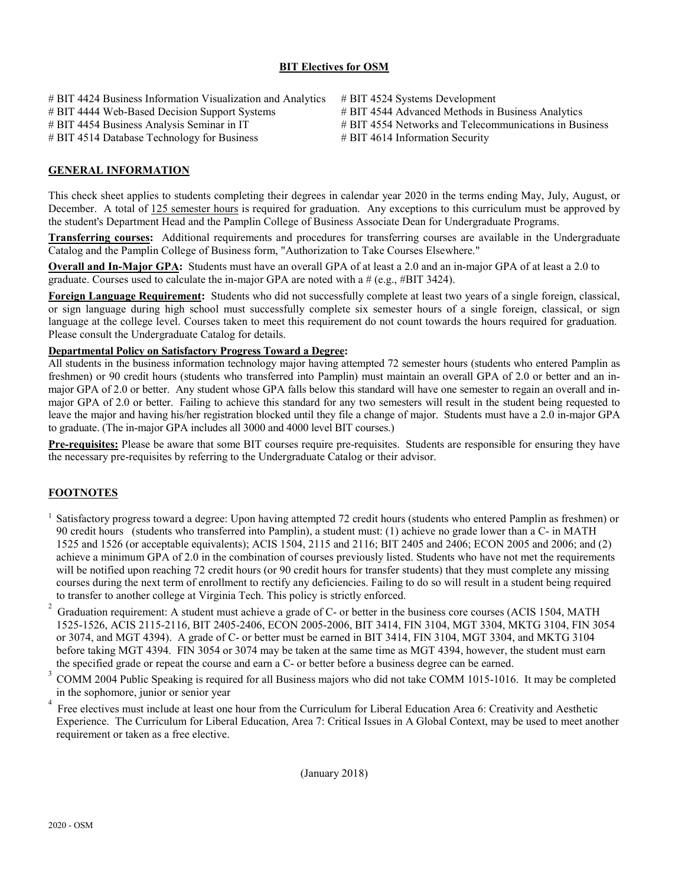## BIT Electives for OSM

- # BIT 4424 Business Information Visualization and Analytics
- # BIT 4444 Web-Based Decision Support Systems
- # BIT 4454 Business Analysis Seminar in IT
- # BIT 4514 Database Technology for Business
- # BIT 4524 Systems Development
- # BIT 4544 Advanced Methods in Business Analytics
- # BIT 4554 Networks and Telecommunications in Business
- # BIT 4614 Information Security

## GENERAL INFORMATION

This check sheet applies to students completing their degrees in calendar year 2020 in the terms ending May, July, August, or December. A total of 125 semester hours is required for graduation. Any exceptions to this curriculum must be approved by the student's Department Head and the Pamplin College of Business Associate Dean for Undergraduate Programs.

**Transferring courses:** Additional requirements and procedures for transferring courses are available in the Undergraduate Catalog and the Pamplin College of Business form, "Authorization to Take Courses Elsewhere."

**Overall and In-Major GPA:** Students must have an overall GPA of at least a 2.0 and an in-major GPA of at least a 2.0 to graduate. Courses used to calculate the in-major GPA are noted with a # (e.g., #BIT 3424).

**Foreign Language Requirement:** Students who did not successfully complete at least two years of a single foreign, classical, or sign language during high school must successfully complete six semester hours of a single foreign, classical, or sign language at the college level. Courses taken to meet this requirement do not count towards the hours required for graduation. Please consult the Undergraduate Catalog for details.

**Departmental Policy on Satisfactory Progress Toward a Degree:**
All students in the business information technology major having attempted 72 semester hours (students who entered Pamplin as freshmen) or 90 credit hours (students who transferred into Pamplin) must maintain an overall GPA of 2.0 or better and an in-major GPA of 2.0 or better. Any student whose GPA falls below this standard will have one semester to regain an overall and in-major GPA of 2.0 or better. Failing to achieve this standard for any two semesters will result in the student being requested to leave the major and having his/her registration blocked until they file a change of major. Students must have a 2.0 in-major GPA to graduate. (The in-major GPA includes all 3000 and 4000 level BIT courses.)

**Pre-requisites:** Please be aware that some BIT courses require pre-requisites. Students are responsible for ensuring they have the necessary pre-requisites by referring to the Undergraduate Catalog or their advisor.

## FOOTNOTES

[1] Satisfactory progress toward a degree: Upon having attempted 72 credit hours (students who entered Pamplin as freshmen) or 90 credit hours (students who transferred into Pamplin), a student must: (1) achieve no grade lower than a C- in MATH 1525 and 1526 (or acceptable equivalents); ACIS 1504, 2115 and 2116; BIT 2405 and 2406; ECON 2005 and 2006; and (2) achieve a minimum GPA of 2.0 in the combination of courses previously listed. Students who have not met the requirements will be notified upon reaching 72 credit hours (or 90 credit hours for transfer students) that they must complete any missing courses during the next term of enrollment to rectify any deficiencies. Failing to do so will result in a student being required to transfer to another college at Virginia Tech. This policy is strictly enforced.

[2] Graduation requirement: A student must achieve a grade of C- or better in the business core courses (ACIS 1504, MATH 1525-1526, ACIS 2115-2116, BIT 2405-2406, ECON 2005-2006, BIT 3414, FIN 3104, MGT 3304, MKTG 3104, FIN 3054 or 3074, and MGT 4394). A grade of C- or better must be earned in BIT 3414, FIN 3104, MGT 3304, and MKTG 3104 before taking MGT 4394. FIN 3054 or 3074 may be taken at the same time as MGT 4394, however, the student must earn the specified grade or repeat the course and earn a C- or better before a business degree can be earned.

[3] COMM 2004 Public Speaking is required for all Business majors who did not take COMM 1015-1016. It may be completed in the sophomore, junior or senior year

[4] Free electives must include at least one hour from the Curriculum for Liberal Education Area 6: Creativity and Aesthetic Experience. The Curriculum for Liberal Education, Area 7: Critical Issues in A Global Context, may be used to meet another requirement or taken as a free elective.

(January 2018)

2020 - OSM